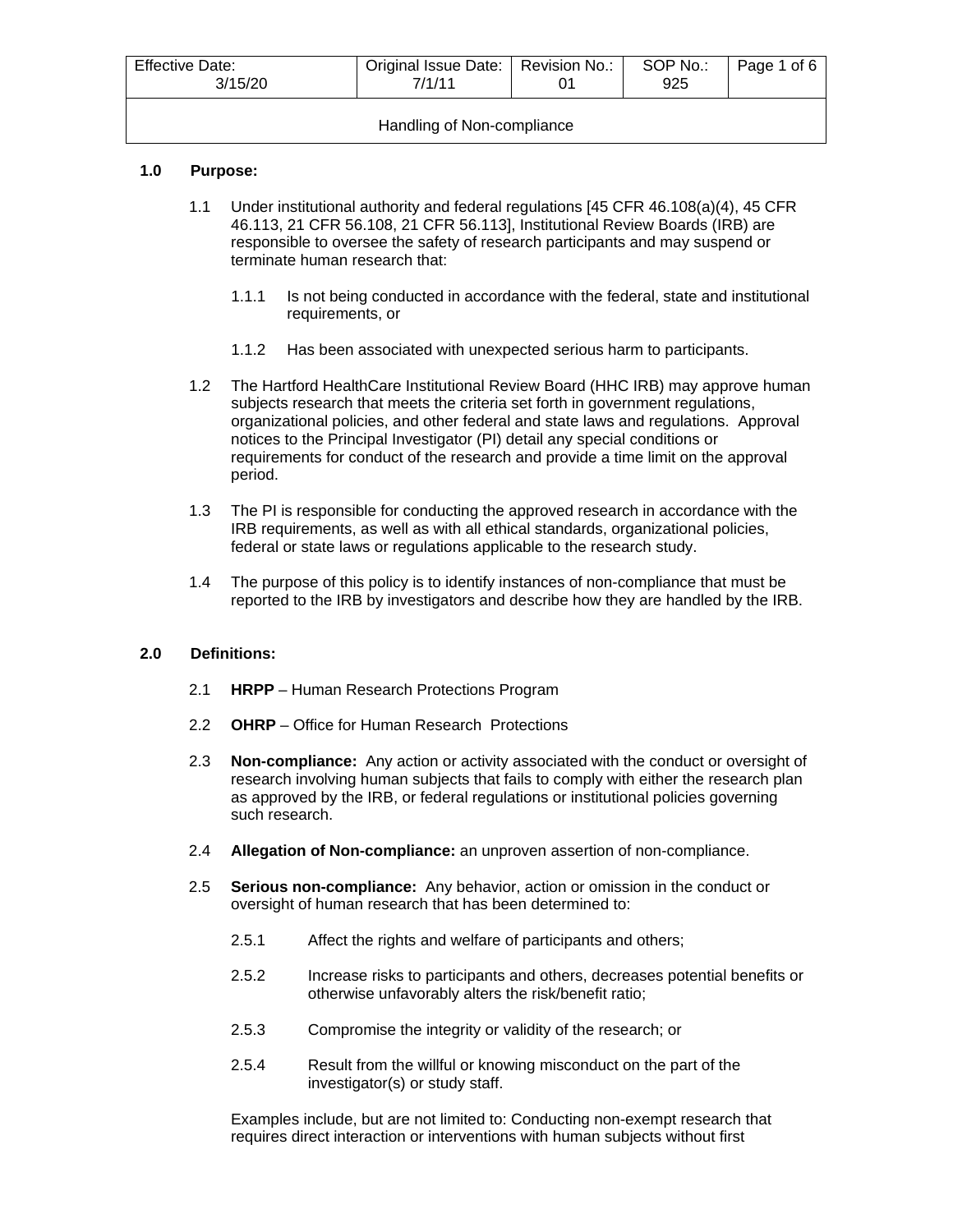| Effective Date: 3/15/20 | Original Issue Date: 7/1/11 | Revision No.: 01 | SOP No.: 925 |
|---|---|---|---|
| Handling of Non-compliance | | | |

## 1.0 Purpose:

1.1 Under institutional authority and federal regulations [45 CFR 46.108(a)(4), 45 CFR 46.113, 21 CFR 56.108, 21 CFR 56.113], Institutional Review Boards (IRB) are responsible to oversee the safety of research participants and may suspend or terminate human research that:

1.1.1 Is not being conducted in accordance with the federal, state and institutional requirements, or

1.1.2 Has been associated with unexpected serious harm to participants.

1.2 The Hartford HealthCare Institutional Review Board (HHC IRB) may approve human subjects research that meets the criteria set forth in government regulations, organizational policies, and other federal and state laws and regulations. Approval notices to the Principal Investigator (PI) detail any special conditions or requirements for conduct of the research and provide a time limit on the approval period.

1.3 The PI is responsible for conducting the approved research in accordance with the IRB requirements, as well as with all ethical standards, organizational policies, federal or state laws or regulations applicable to the research study.

1.4 The purpose of this policy is to identify instances of non-compliance that must be reported to the IRB by investigators and describe how they are handled by the IRB.

## 2.0 Definitions:

2.1 **HRPP** – Human Research Protections Program

2.2 **OHRP** – Office for Human Research Protections

2.3 **Non-compliance:** Any action or activity associated with the conduct or oversight of research involving human subjects that fails to comply with either the research plan as approved by the IRB, or federal regulations or institutional policies governing such research.

2.4 **Allegation of Non-compliance:** an unproven assertion of non-compliance.

2.5 **Serious non-compliance:** Any behavior, action or omission in the conduct or oversight of human research that has been determined to:

2.5.1 Affect the rights and welfare of participants and others;

2.5.2 Increase risks to participants and others, decreases potential benefits or otherwise unfavorably alters the risk/benefit ratio;

2.5.3 Compromise the integrity or validity of the research; or

2.5.4 Result from the willful or knowing misconduct on the part of the investigator(s) or study staff.

Examples include, but are not limited to: Conducting non-exempt research that requires direct interaction or interventions with human subjects without first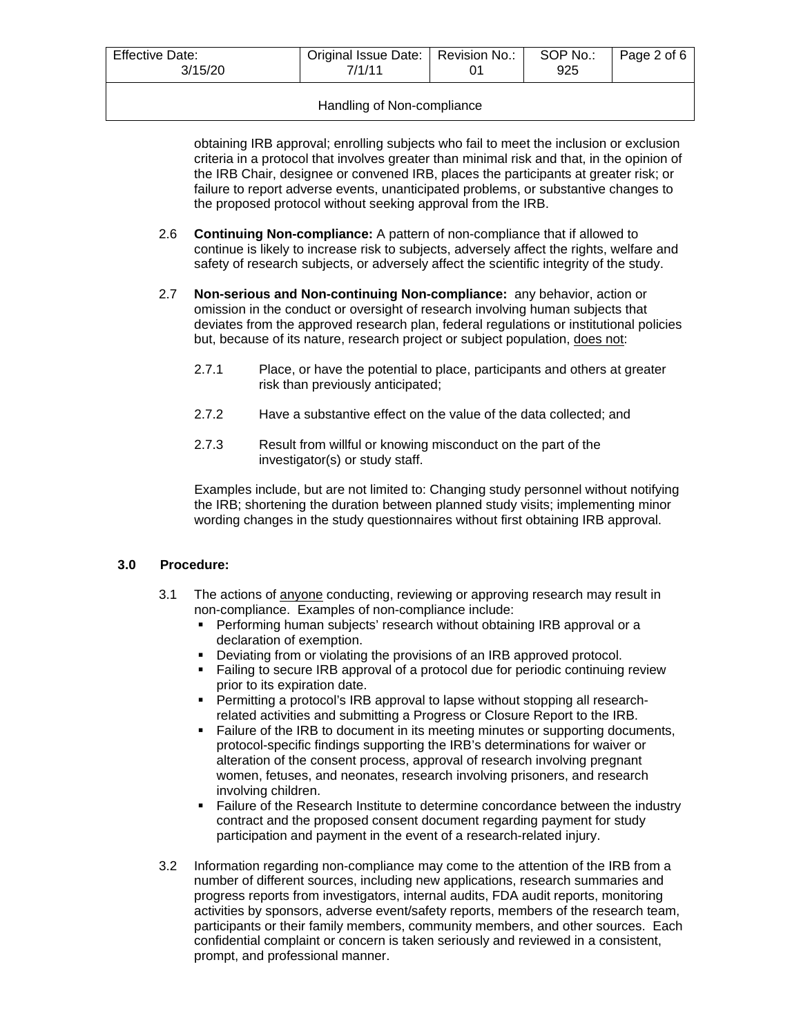obtaining IRB approval; enrolling subjects who fail to meet the inclusion or exclusion criteria in a protocol that involves greater than minimal risk and that, in the opinion of the IRB Chair, designee or convened IRB, places the participants at greater risk; or failure to report adverse events, unanticipated problems, or substantive changes to the proposed protocol without seeking approval from the IRB.

2.6 **Continuing Non-compliance:** A pattern of non-compliance that if allowed to continue is likely to increase risk to subjects, adversely affect the rights, welfare and safety of research subjects, or adversely affect the scientific integrity of the study.

2.7 **Non-serious and Non-continuing Non-compliance:** any behavior, action or omission in the conduct or oversight of research involving human subjects that deviates from the approved research plan, federal regulations or institutional policies but, because of its nature, research project or subject population, does not:

2.7.1 Place, or have the potential to place, participants and others at greater risk than previously anticipated;

2.7.2 Have a substantive effect on the value of the data collected; and

2.7.3 Result from willful or knowing misconduct on the part of the investigator(s) or study staff.

Examples include, but are not limited to: Changing study personnel without notifying the IRB; shortening the duration between planned study visits; implementing minor wording changes in the study questionnaires without first obtaining IRB approval.

## 3.0 Procedure:

3.1 The actions of anyone conducting, reviewing or approving research may result in non-compliance. Examples of non-compliance include:

- Performing human subjects' research without obtaining IRB approval or a declaration of exemption.
- Deviating from or violating the provisions of an IRB approved protocol.
- Failing to secure IRB approval of a protocol due for periodic continuing review prior to its expiration date.
- Permitting a protocol's IRB approval to lapse without stopping all research-related activities and submitting a Progress or Closure Report to the IRB.
- Failure of the IRB to document in its meeting minutes or supporting documents, protocol-specific findings supporting the IRB's determinations for waiver or alteration of the consent process, approval of research involving pregnant women, fetuses, and neonates, research involving prisoners, and research involving children.
- Failure of the Research Institute to determine concordance between the industry contract and the proposed consent document regarding payment for study participation and payment in the event of a research-related injury.

3.2 Information regarding non-compliance may come to the attention of the IRB from a number of different sources, including new applications, research summaries and progress reports from investigators, internal audits, FDA audit reports, monitoring activities by sponsors, adverse event/safety reports, members of the research team, participants or their family members, community members, and other sources. Each confidential complaint or concern is taken seriously and reviewed in a consistent, prompt, and professional manner.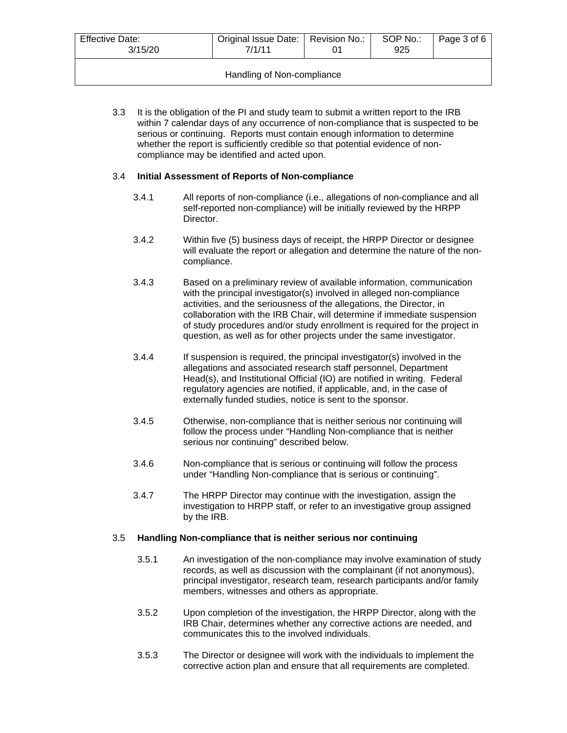3.3 It is the obligation of the PI and study team to submit a written report to the IRB within 7 calendar days of any occurrence of non-compliance that is suspected to be serious or continuing. Reports must contain enough information to determine whether the report is sufficiently credible so that potential evidence of non-compliance may be identified and acted upon.

### 3.4 Initial Assessment of Reports of Non-compliance

3.4.1 All reports of non-compliance (i.e., allegations of non-compliance and all self-reported non-compliance) will be initially reviewed by the HRPP Director.

3.4.2 Within five (5) business days of receipt, the HRPP Director or designee will evaluate the report or allegation and determine the nature of the non-compliance.

3.4.3 Based on a preliminary review of available information, communication with the principal investigator(s) involved in alleged non-compliance activities, and the seriousness of the allegations, the Director, in collaboration with the IRB Chair, will determine if immediate suspension of study procedures and/or study enrollment is required for the project in question, as well as for other projects under the same investigator.

3.4.4 If suspension is required, the principal investigator(s) involved in the allegations and associated research staff personnel, Department Head(s), and Institutional Official (IO) are notified in writing. Federal regulatory agencies are notified, if applicable, and, in the case of externally funded studies, notice is sent to the sponsor.

3.4.5 Otherwise, non-compliance that is neither serious nor continuing will follow the process under "Handling Non-compliance that is neither serious nor continuing" described below.

3.4.6 Non-compliance that is serious or continuing will follow the process under "Handling Non-compliance that is serious or continuing".

3.4.7 The HRPP Director may continue with the investigation, assign the investigation to HRPP staff, or refer to an investigative group assigned by the IRB.

### 3.5 Handling Non-compliance that is neither serious nor continuing

3.5.1 An investigation of the non-compliance may involve examination of study records, as well as discussion with the complainant (if not anonymous), principal investigator, research team, research participants and/or family members, witnesses and others as appropriate.

3.5.2 Upon completion of the investigation, the HRPP Director, along with the IRB Chair, determines whether any corrective actions are needed, and communicates this to the involved individuals.

3.5.3 The Director or designee will work with the individuals to implement the corrective action plan and ensure that all requirements are completed.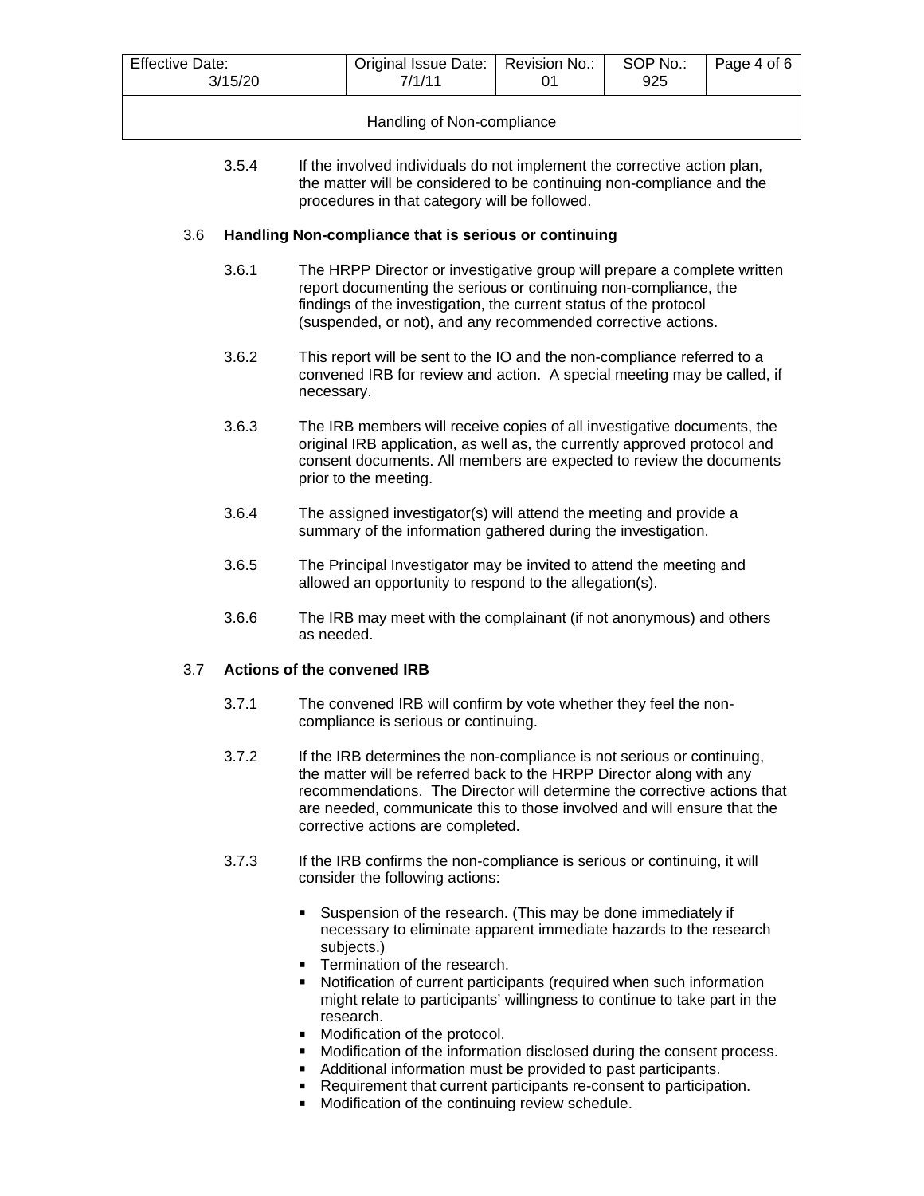3.5.4 If the involved individuals do not implement the corrective action plan, the matter will be considered to be continuing non-compliance and the procedures in that category will be followed.

### 3.6 Handling Non-compliance that is serious or continuing

3.6.1 The HRPP Director or investigative group will prepare a complete written report documenting the serious or continuing non-compliance, the findings of the investigation, the current status of the protocol (suspended, or not), and any recommended corrective actions.

3.6.2 This report will be sent to the IO and the non-compliance referred to a convened IRB for review and action. A special meeting may be called, if necessary.

3.6.3 The IRB members will receive copies of all investigative documents, the original IRB application, as well as, the currently approved protocol and consent documents. All members are expected to review the documents prior to the meeting.

3.6.4 The assigned investigator(s) will attend the meeting and provide a summary of the information gathered during the investigation.

3.6.5 The Principal Investigator may be invited to attend the meeting and allowed an opportunity to respond to the allegation(s).

3.6.6 The IRB may meet with the complainant (if not anonymous) and others as needed.

### 3.7 Actions of the convened IRB

3.7.1 The convened IRB will confirm by vote whether they feel the non-compliance is serious or continuing.

3.7.2 If the IRB determines the non-compliance is not serious or continuing, the matter will be referred back to the HRPP Director along with any recommendations. The Director will determine the corrective actions that are needed, communicate this to those involved and will ensure that the corrective actions are completed.

3.7.3 If the IRB confirms the non-compliance is serious or continuing, it will consider the following actions:

- Suspension of the research. (This may be done immediately if necessary to eliminate apparent immediate hazards to the research subjects.)
- Termination of the research.
- Notification of current participants (required when such information might relate to participants' willingness to continue to take part in the research.
- Modification of the protocol.
- Modification of the information disclosed during the consent process.
- Additional information must be provided to past participants.
- Requirement that current participants re-consent to participation.
- Modification of the continuing review schedule.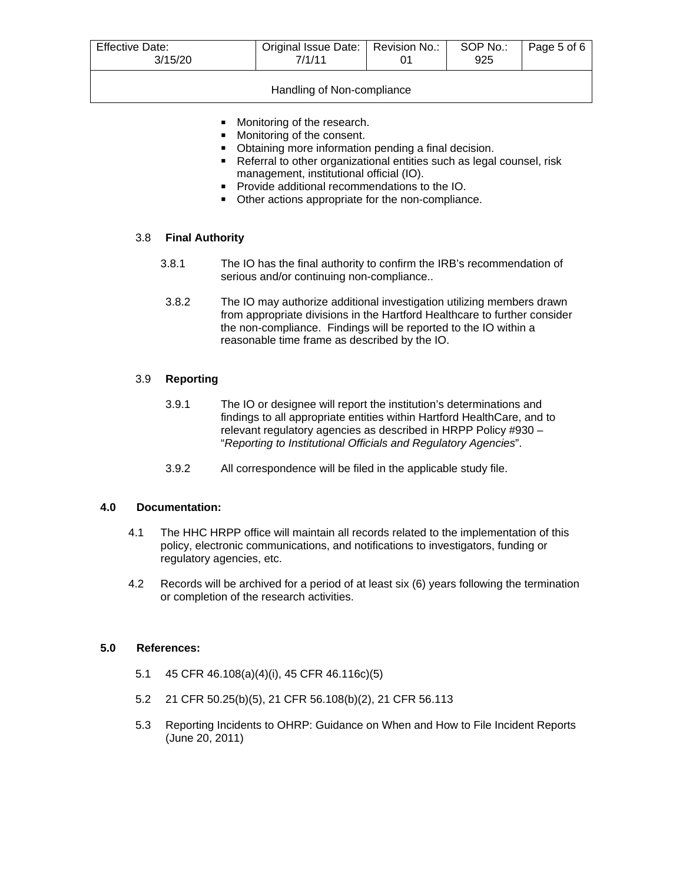- Monitoring of the research.
- Monitoring of the consent.
- Obtaining more information pending a final decision.
- Referral to other organizational entities such as legal counsel, risk management, institutional official (IO).
- Provide additional recommendations to the IO.
- Other actions appropriate for the non-compliance.

3.8 **Final Authority**

3.8.1 The IO has the final authority to confirm the IRB's recommendation of serious and/or continuing non-compliance..

3.8.2 The IO may authorize additional investigation utilizing members drawn from appropriate divisions in the Hartford Healthcare to further consider the non-compliance. Findings will be reported to the IO within a reasonable time frame as described by the IO.

3.9 **Reporting**

3.9.1 The IO or designee will report the institution's determinations and findings to all appropriate entities within Hartford HealthCare, and to relevant regulatory agencies as described in HRPP Policy #930 – "*Reporting to Institutional Officials and Regulatory Agencies*".

3.9.2 All correspondence will be filed in the applicable study file.

## 4.0 Documentation:

4.1 The HHC HRPP office will maintain all records related to the implementation of this policy, electronic communications, and notifications to investigators, funding or regulatory agencies, etc.

4.2 Records will be archived for a period of at least six (6) years following the termination or completion of the research activities.

## 5.0 References:

5.1 45 CFR 46.108(a)(4)(i), 45 CFR 46.116c)(5)

5.2 21 CFR 50.25(b)(5), 21 CFR 56.108(b)(2), 21 CFR 56.113

5.3 Reporting Incidents to OHRP: Guidance on When and How to File Incident Reports (June 20, 2011)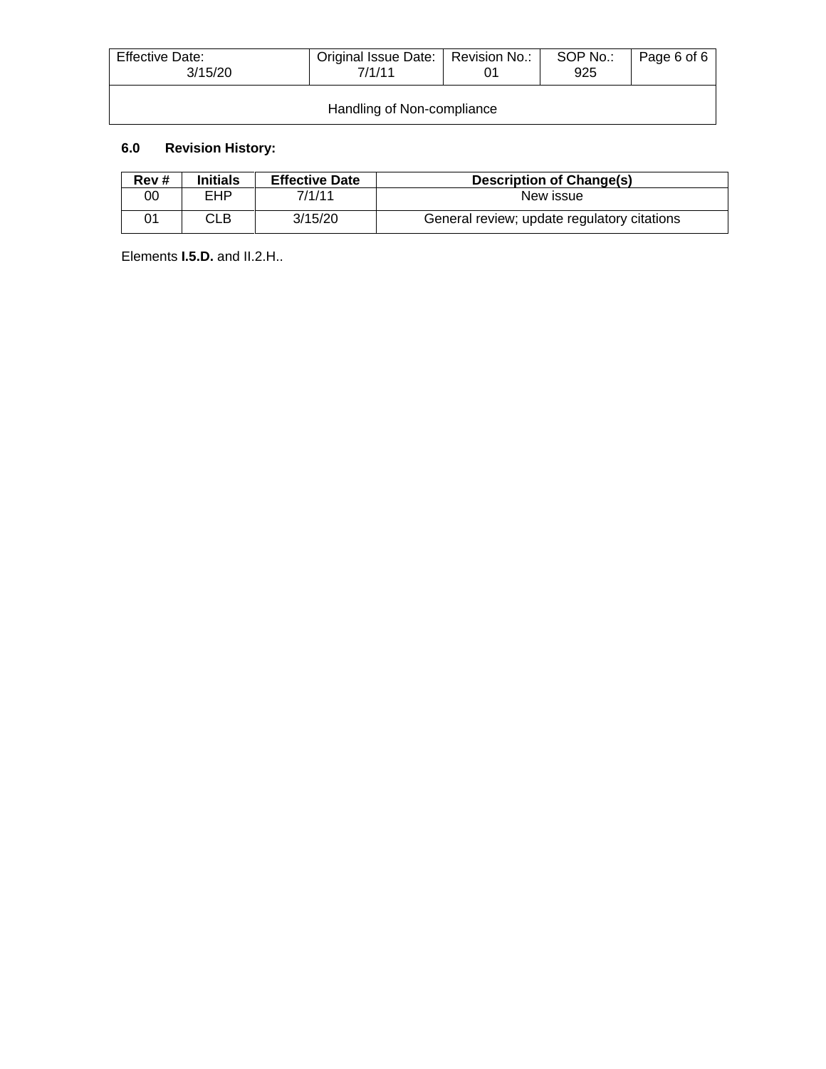## 6.0 Revision History:

| Rev # | Initials | Effective Date | Description of Change(s) |
|---|---|---|---|
| 00 | EHP | 7/1/11 | New issue |
| 01 | CLB | 3/15/20 | General review; update regulatory citations |

Elements **I.5.D.** and II.2.H..